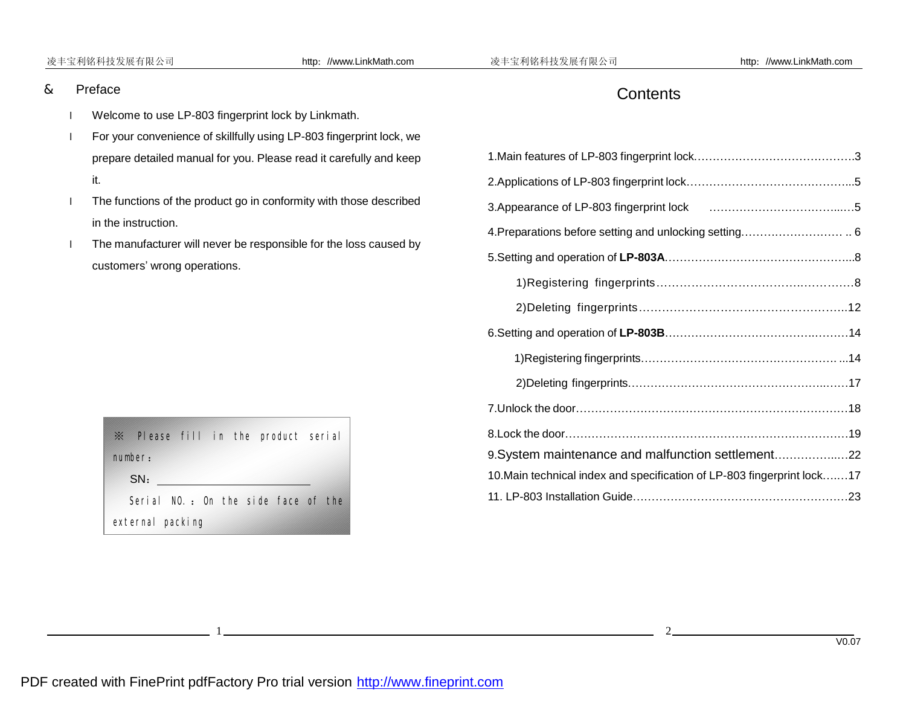## & Preface

- Welcome to use LP-803 fingerprint lock by Linkmath.
- For your convenience of skillfully using LP-803 fingerprint lock, we prepare detailed manual for you. Please read it carefully and keep it.
- The functions of the product go in conformity with those described in the instruction.
- The manufacturer will never be responsible for the loss caused by customers' wrong operations.

※ Please fill in the product serial number：

SN：________________

Serial NO.：On the side face of the external packing

# Contents

1.Main features of LP-803 fingerprint lock……………………………………….3

2.Applications of LP-803 fingerprint lock……………………………………...5

3.Appearance of LP-803 fingerprint lock ……………………………....…5

4.Preparations before setting and unlocking setting……………………… .. 6

5.Setting and operation of **LP-803A**…………………………………………...8

1)Registering fingerprints……………………………….……………8

2)Deleting fingerprints…………………………….…………….……..12

6.Setting and operation of **LP-803B**……………………………….……….14

1)Registering fingerprints…………………………………………… ...14

2)Deleting fingerprints………….……………….………………..……17

7.Unlock the door…….…………….……………….……………….…………18

8.Lock the door…………….……………….……………….……………….…19

9.System maintenance and malfunction settlement…………….…..22

10.Main technical index and specification of LP-803 fingerprint lock….…17

11. LP-803 Installation Guide……………………………………………….…23

V0.07

PDF created with FinePrint pdfFactory Pro trial version http://www.fineprint.com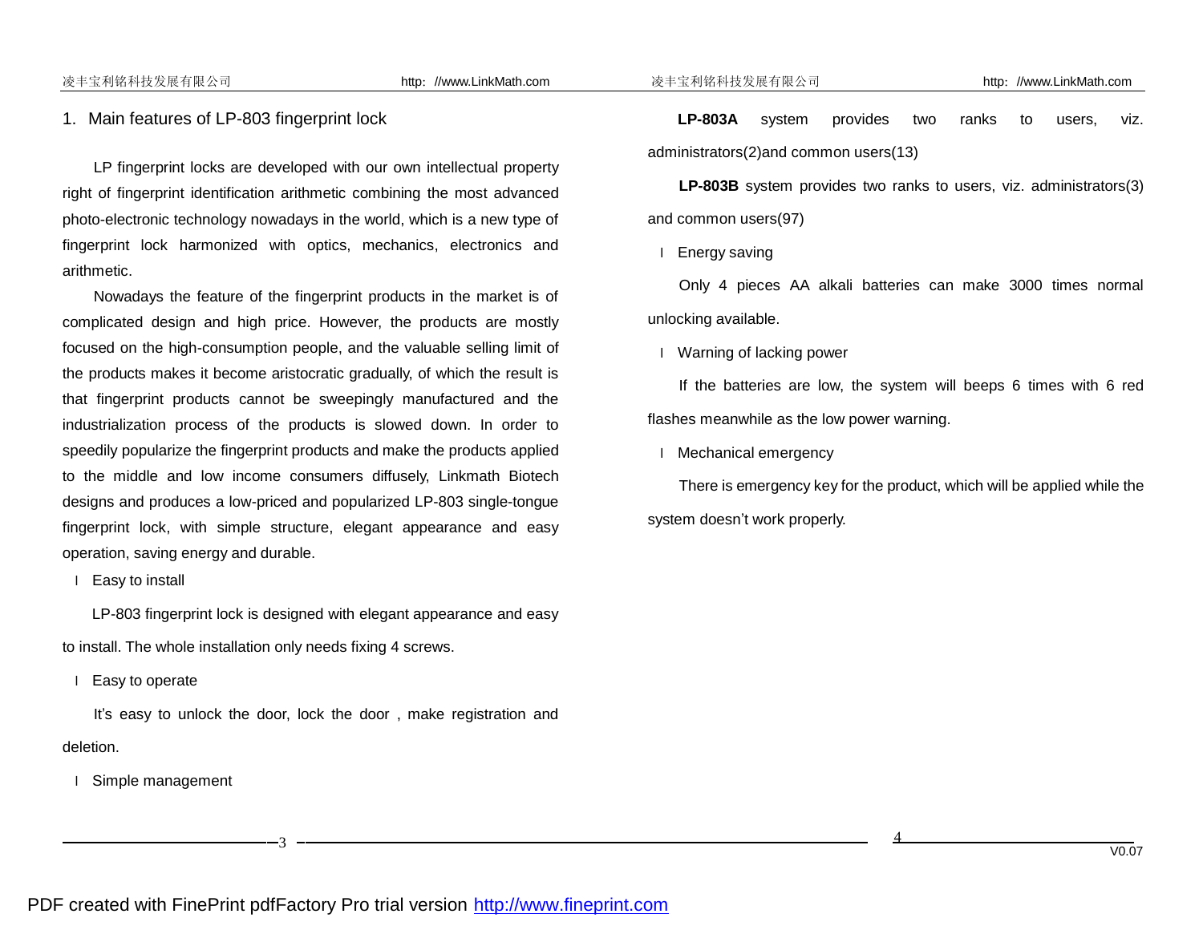## 1. Main features of LP-803 fingerprint lock

LP fingerprint locks are developed with our own intellectual property right of fingerprint identification arithmetic combining the most advanced photo-electronic technology nowadays in the world, which is a new type of fingerprint lock harmonized with optics, mechanics, electronics and arithmetic.

Nowadays the feature of the fingerprint products in the market is of complicated design and high price. However, the products are mostly focused on the high-consumption people, and the valuable selling limit of the products makes it become aristocratic gradually, of which the result is that fingerprint products cannot be sweepingly manufactured and the industrialization process of the products is slowed down. In order to speedily popularize the fingerprint products and make the products applied to the middle and low income consumers diffusely, Linkmath Biotech designs and produces a low-priced and popularized LP-803 single-tongue fingerprint lock, with simple structure, elegant appearance and easy operation, saving energy and durable.

- Easy to install

LP-803 fingerprint lock is designed with elegant appearance and easy to install. The whole installation only needs fixing 4 screws.

- Easy to operate

It's easy to unlock the door, lock the door , make registration and deletion.

- Simple management

**LP-803A** system provides two ranks to users, viz. administrators(2)and common users(13)

**LP-803B** system provides two ranks to users, viz. administrators(3) and common users(97)

- Energy saving

Only 4 pieces AA alkali batteries can make 3000 times normal unlocking available.

- Warning of lacking power

If the batteries are low, the system will beeps 6 times with 6 red flashes meanwhile as the low power warning.

- Mechanical emergency

There is emergency key for the product, which will be applied while the system doesn't work properly.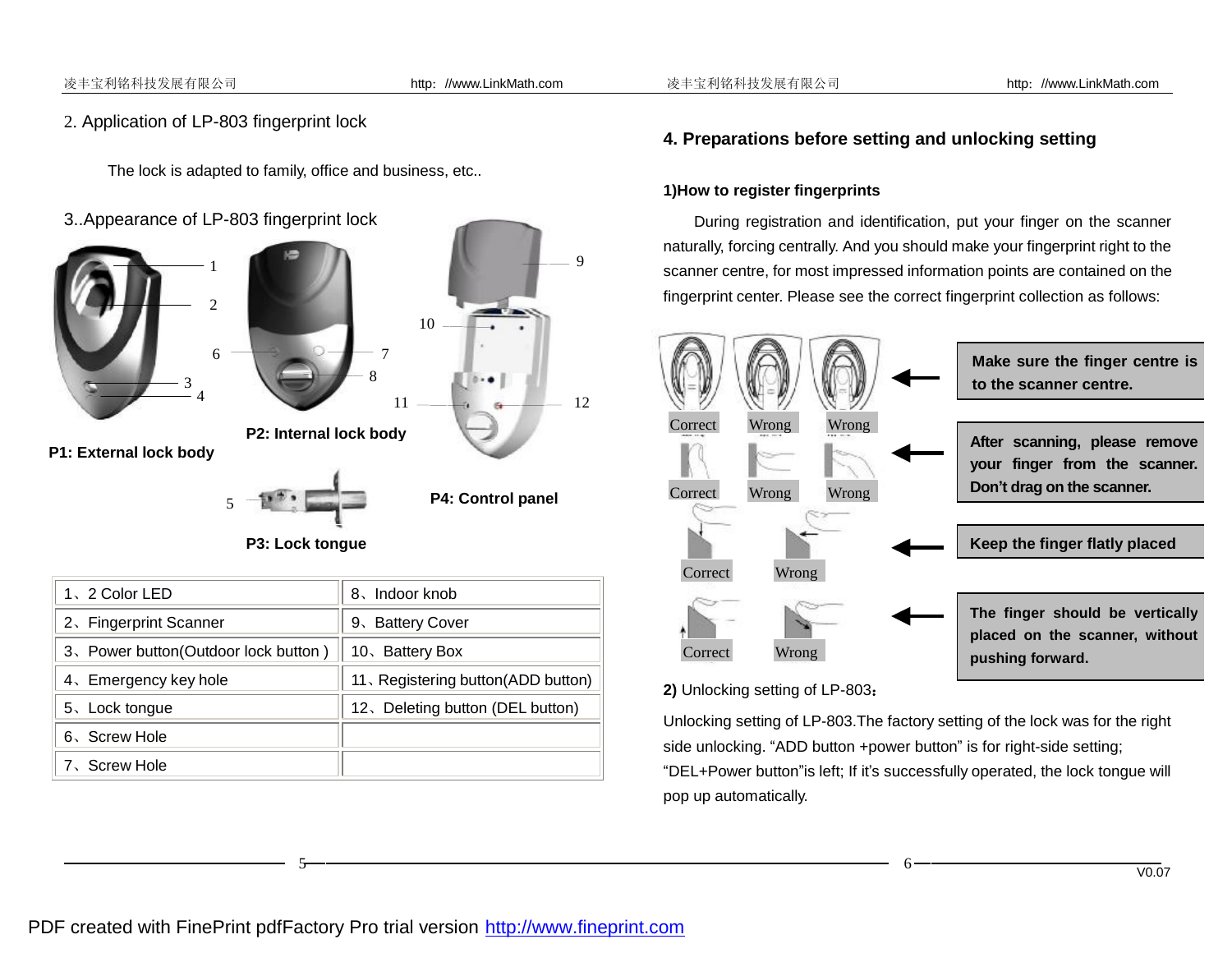## 2. Application of LP-803 fingerprint lock

The lock is adapted to family, office and business, etc..

## 3..Appearance of LP-803 fingerprint lock

**P1: External lock body**

**P2: Internal lock body**

**P3: Lock tongue**

**P4: Control panel**

| | |
|---|---|
| 1、2 Color LED | 8、Indoor knob |
| 2、Fingerprint Scanner | 9、Battery Cover |
| 3、Power button(Outdoor lock button ) | 10、Battery Box |
| 4、Emergency key hole | 11、Registering button(ADD button) |
| 5、Lock tongue | 12、Deleting button (DEL button) |
| 6、Screw Hole | |
| 7、Screw Hole | |

## 4. Preparations before setting and unlocking setting

### 1)How to register fingerprints

During registration and identification, put your finger on the scanner naturally, forcing centrally. And you should make your fingerprint right to the scanner centre, for most impressed information points are contained on the fingerprint center. Please see the correct fingerprint collection as follows:

Correct Wrong Wrong — **Make sure the finger centre is to the scanner centre.**

Correct Wrong Wrong — **After scanning, please remove your finger from the scanner. Don't drag on the scanner.**

Correct Wrong — **Keep the finger flatly placed**

Correct Wrong — **The finger should be vertically placed on the scanner, without pushing forward.**

**2)** Unlocking setting of LP-803：

Unlocking setting of LP-803.The factory setting of the lock was for the right side unlocking. "ADD button +power button" is for right-side setting; "DEL+Power button"is left; If it's successfully operated, the lock tongue will pop up automatically.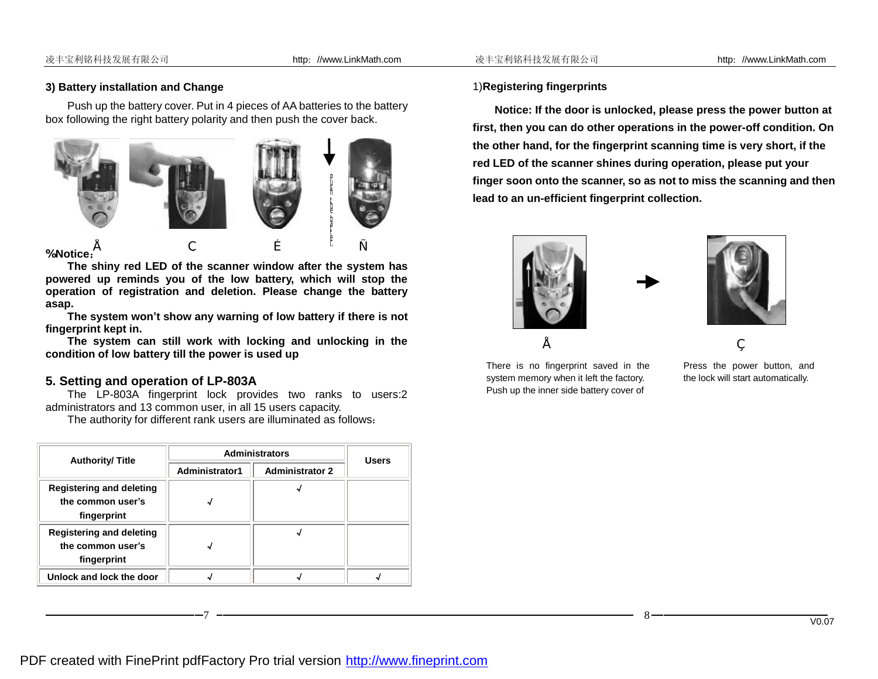### 3) Battery installation and Change

Push up the battery cover. Put in 4 pieces of AA batteries to the battery box following the right battery polarity and then push the cover back.

Å C É Ñ

%Notice：

**The shiny red LED of the scanner window after the system has powered up reminds you of the low battery, which will stop the operation of registration and deletion. Please change the battery asap.**

**The system won't show any warning of low battery if there is not fingerprint kept in.**

**The system can still work with locking and unlocking in the condition of low battery till the power is used up**

## 5. Setting and operation of LP-803A

The LP-803A fingerprint lock provides two ranks to users:2 administrators and 13 common user, in all 15 users capacity.

The authority for different rank users are illuminated as follows：

| Authority/ Title | Administrators | | Users |
|---|---|---|---|
| | Administrator1 | Administrator 2 | |
| Registering and deleting the common user's fingerprint | √ | √ | |
| Registering and deleting the common user's fingerprint | √ | √ | |
| Unlock and lock the door | √ | √ | √ |

1)**Registering fingerprints**

**Notice: If the door is unlocked, please press the power button at first, then you can do other operations in the power-off condition. On the other hand, for the fingerprint scanning time is very short, if the red LED of the scanner shines during operation, please put your finger soon onto the scanner, so as not to miss the scanning and then lead to an un-efficient fingerprint collection.**

Å

There is no fingerprint saved in the system memory when it left the factory. Push up the inner side battery cover of

Ç

Press the power button, and the lock will start automatically.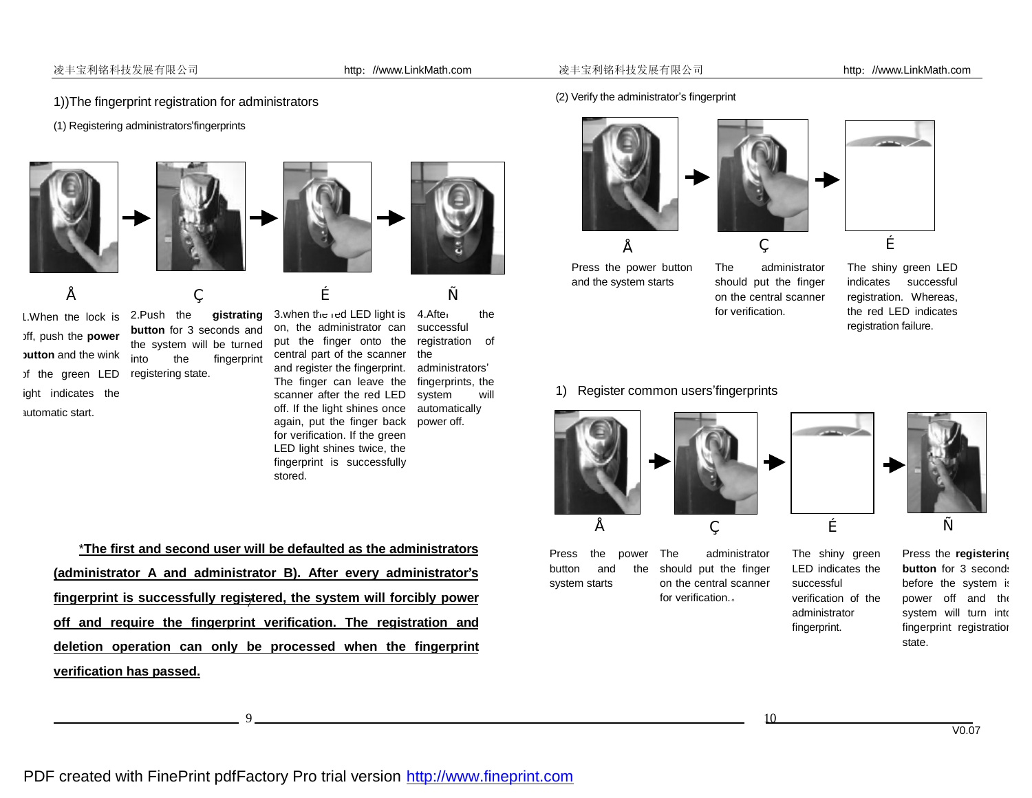1))The fingerprint registration for administrators

(1) Registering administrators'fingerprints

Å Ç É Ñ

1.When the lock is off, push the **power button** and the wink of the green LED light indicates the automatic start.

2.Push the **gistrating button** for 3 seconds and the system will be turned into the fingerprint registering state.

3.when the red LED light is on, the administrator can put the finger onto the central part of the scanner and register the fingerprint. The finger can leave the scanner after the red LED off. If the light shines once again, put the finger back for verification. If the green LED light shines twice, the fingerprint is successfully stored.

4.After the successful registration of the administrators' fingerprints, the system will automatically power off.

***The first and second user will be defaulted as the administrators (administrator A and administrator B). After every administrator's fingerprint is successfully registered, the system will forcibly power off and require the fingerprint verification. The registration and deletion operation can only be processed when the fingerprint verification has passed.**

(2) Verify the administrator's fingerprint

Å Ç É

Press the power button and the system starts

The administrator should put the finger on the central scanner for verification.

The shiny green LED indicates successful registration. Whereas, the red LED indicates registration failure.

1) Register common users'fingerprints

Å Ç É Ñ

Press the power button and the system starts

The administrator should put the finger on the central scanner for verification.。

The shiny green LED indicates the successful verification of the administrator fingerprint.

Press the **registering button** for 3 seconds before the system is power off and the system will turn into fingerprint registration state.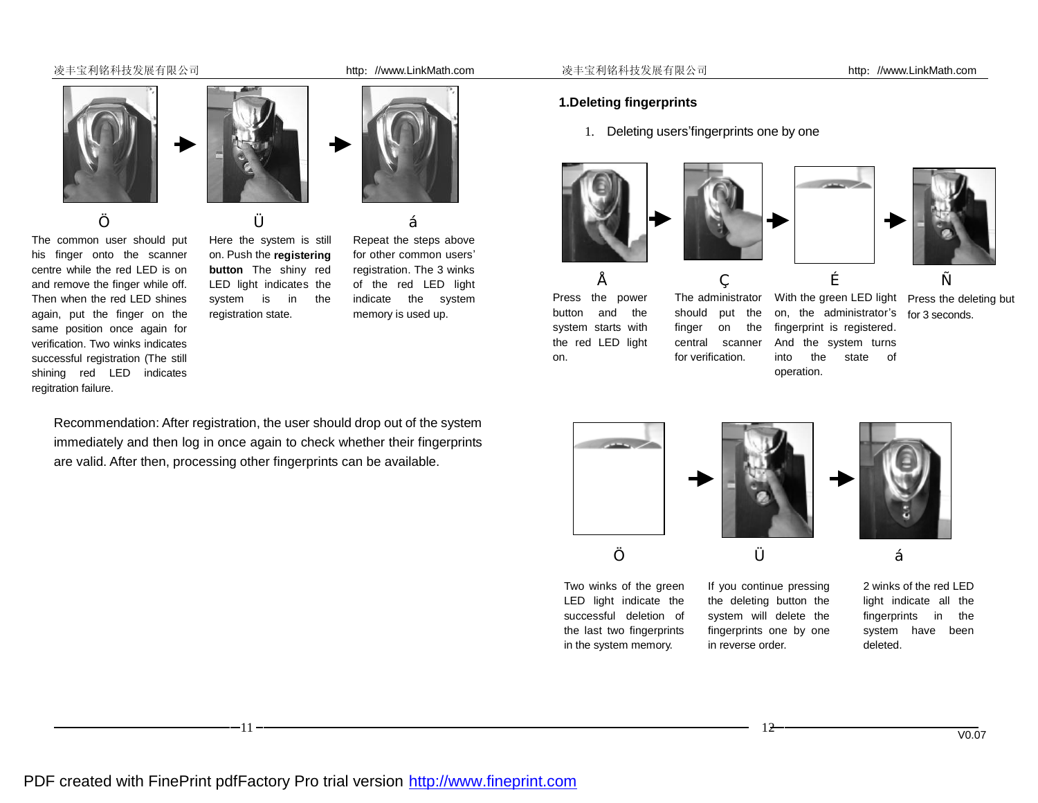Ö

The common user should put his finger onto the scanner centre while the red LED is on and remove the finger while off. Then when the red LED shines again, put the finger on the same position once again for verification. Two winks indicates successful registration (The still shining red LED indicates regitration failure.

Ü

Here the system is still on. Push the **registering button** The shiny red LED light indicates the system is in the registration state.

á

Repeat the steps above for other common users' registration. The 3 winks of the red LED light indicate the system memory is used up.

Recommendation: After registration, the user should drop out of the system immediately and then log in once again to check whether their fingerprints are valid. After then, processing other fingerprints can be available.

**1.Deleting fingerprints**

1. Deleting users'fingerprints one by one

Å

Press the power button and the system starts with the red LED light on.

Ç

The administrator should put the finger on the central scanner for verification.

É

With the green LED light on, the administrator's fingerprint is registered. And the system turns into the state of operation.

Ñ

Press the deleting but for 3 seconds.

Ö

Two winks of the green LED light indicate the successful deletion of the last two fingerprints in the system memory.

Ü

If you continue pressing the deleting button the system will delete the fingerprints one by one in reverse order.

á

2 winks of the red LED light indicate all the fingerprints in the system have been deleted.

V0.07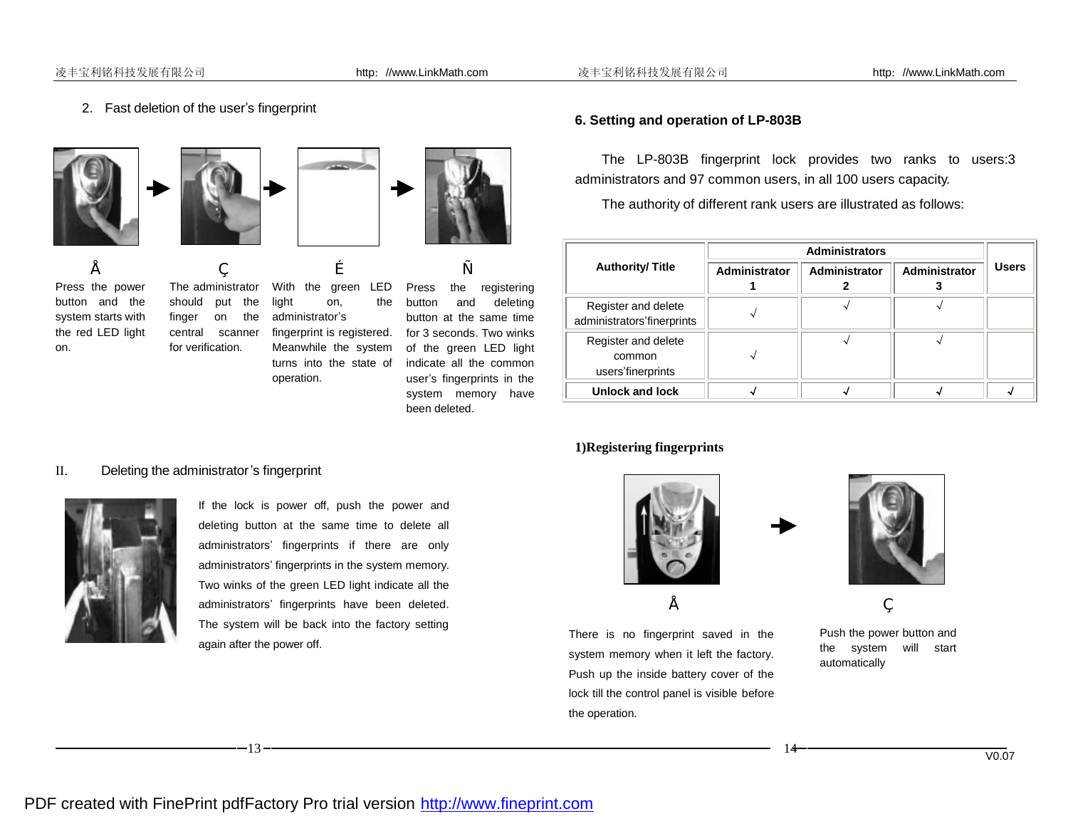2. Fast deletion of the user's fingerprint

Å

Press the power button and the system starts with the red LED light on.

Ç

The administrator should put the finger on the central scanner for verification.

É

With the green LED light on, the administrator's fingerprint is registered. Meanwhile the system turns into the state of operation.

Ñ

Press the registering button and deleting button at the same time for 3 seconds. Two winks of the green LED light indicate all the common user's fingerprints in the system memory have been deleted.

II. Deleting the administrator's fingerprint

If the lock is power off, push the power and deleting button at the same time to delete all administrators' fingerprints if there are only administrators' fingerprints in the system memory. Two winks of the green LED light indicate all the administrators' fingerprints have been deleted. The system will be back into the factory setting again after the power off.

**6. Setting and operation of LP-803B**

The LP-803B fingerprint lock provides two ranks to users:3 administrators and 97 common users, in all 100 users capacity.

The authority of different rank users are illustrated as follows:

| Authority/ Title | Administrators | | | Users |
|---|---|---|---|---|
| | Administrator 1 | Administrator 2 | Administrator 3 | |
| Register and delete administrators'finerprints | √ | √ | √ | |
| Register and delete common users'finerprints | √ | √ | √ | |
| **Unlock and lock** | √ | √ | √ | √ |

**1)Registering fingerprints**

Å

There is no fingerprint saved in the system memory when it left the factory. Push up the inside battery cover of the lock till the control panel is visible before the operation.

Ç

Push the power button and the system will start automatically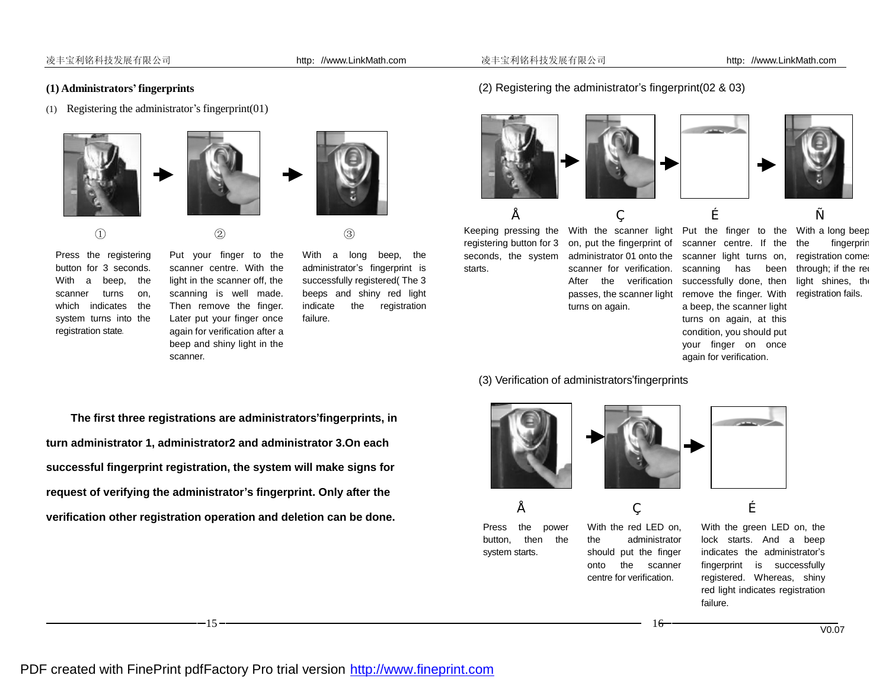### (1) Administrators' fingerprints

(1) Registering the administrator's fingerprint(01)

①

Press the registering button for 3 seconds. With a beep, the scanner turns on, which indicates the system turns into the registration state.

②

Put your finger to the scanner centre. With the light in the scanner off, the scanning is well made. Then remove the finger. Later put your finger once again for verification after a beep and shiny light in the scanner.

③

With a long beep, the administrator's fingerprint is successfully registered( The 3 beeps and shiny red light indicate the registration failure.

**The first three registrations are administrators'fingerprints, in turn administrator 1, administrator2 and administrator 3.On each successful fingerprint registration, the system will make signs for request of verifying the administrator's fingerprint. Only after the verification other registration operation and deletion can be done.**

(2) Registering the administrator's fingerprint(02 & 03)

Å

Keeping pressing the registering button for 3 seconds, the system starts.

Ç

With the scanner light on, put the fingerprint of administrator 01 onto the scanner for verification. After the verification passes, the scanner light turns on again.

É

Put the finger to the scanner centre. If the scanner light turns on, scanning has been successfully done, then remove the finger. With a beep, the scanner light turns on again, at this condition, you should put your finger on once again for verification.

Ñ

With a long beep the fingerprin registration comes through; if the re light shines, th registration fails.

(3) Verification of administrators'fingerprints

Å

Press the power button, then the system starts.

Ç

With the red LED on, the administrator should put the finger onto the scanner centre for verification.

É

With the green LED on, the lock starts. And a beep indicates the administrator's fingerprint is successfully registered. Whereas, shiny red light indicates registration failure.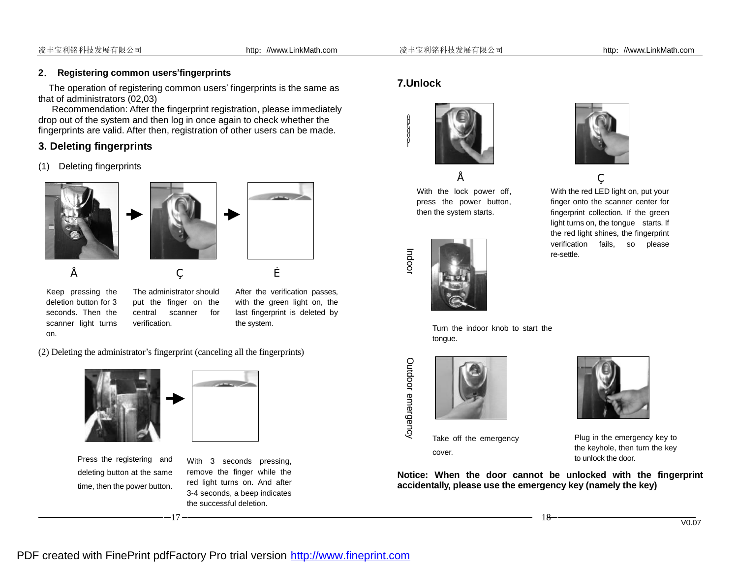## 2. Registering common users'fingerprints

The operation of registering common users' fingerprints is the same as that of administrators (02,03)

Recommendation: After the fingerprint registration, please immediately drop out of the system and then log in once again to check whether the fingerprints are valid. After then, registration of other users can be made.

## 3. Deleting fingerprints

(1) Deleting fingerprints

Å

Keep pressing the deletion button for 3 seconds. Then the scanner light turns on.

Ç

The administrator should put the finger on the central scanner for verification.

É

After the verification passes, with the green light on, the last fingerprint is deleted by the system.

(2) Deleting the administrator's fingerprint (canceling all the fingerprints)

Press the registering and deleting button at the same time, then the power button.

With 3 seconds pressing, remove the finger while the red light turns on. And after 3-4 seconds, a beep indicates the successful deletion.

## 7.Unlock

Å

With the lock power off, press the power button, then the system starts.

Ç

With the red LED light on, put your finger onto the scanner center for fingerprint collection. If the green light turns on, the tongue starts. If the red light shines, the fingerprint verification fails, so please re-settle.

Indoor

Turn the indoor knob to start the tongue.

Outdoor emergency

Take off the emergency cover.

Plug in the emergency key to the keyhole, then turn the key to unlock the door.

**Notice: When the door cannot be unlocked with the fingerprint accidentally, please use the emergency key (namely the key)**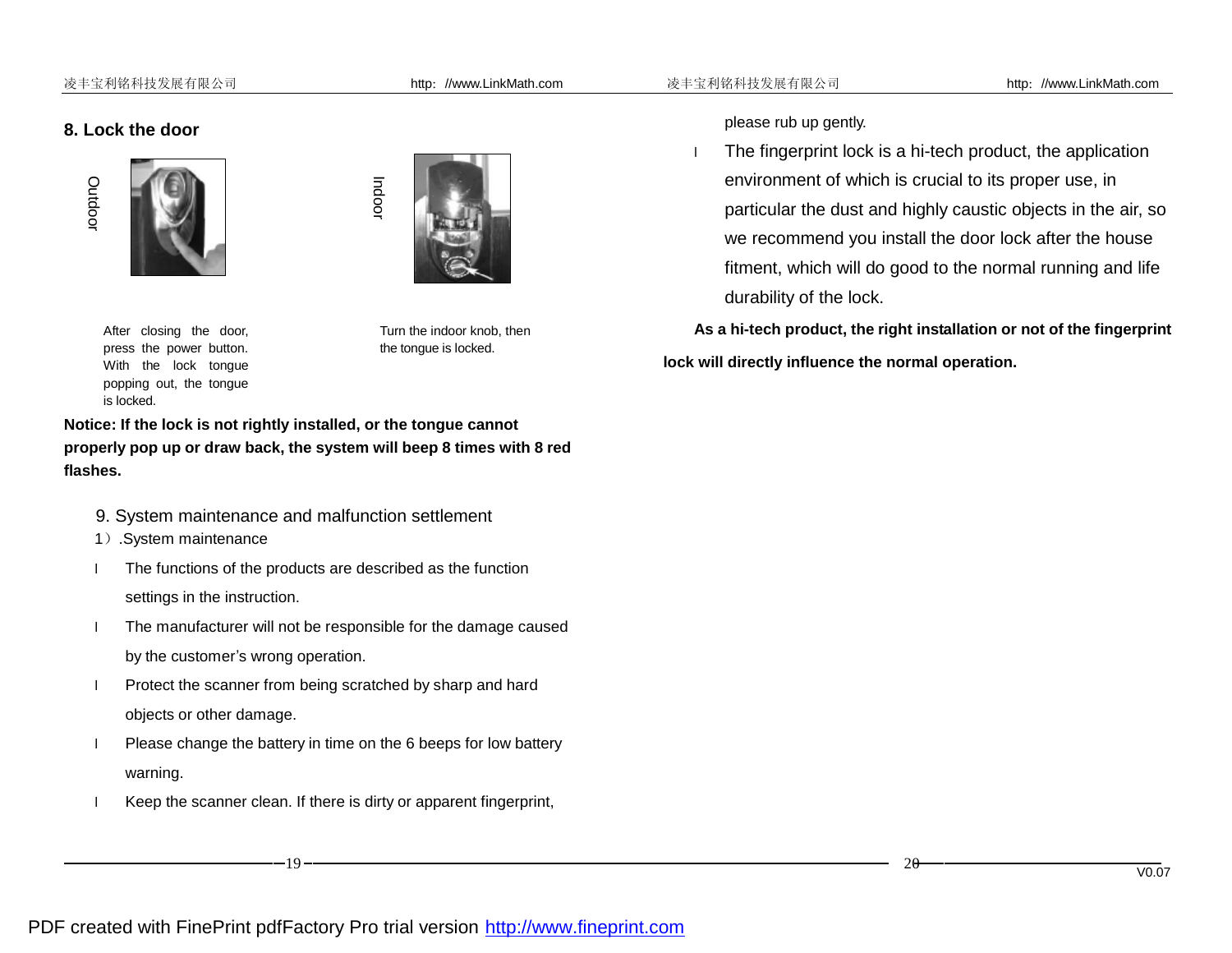## 8. Lock the door

Outdoor

After closing the door, press the power button. With the lock tongue popping out, the tongue is locked.

Indoor

Turn the indoor knob, then the tongue is locked.

**Notice: If the lock is not rightly installed, or the tongue cannot properly pop up or draw back, the system will beep 8 times with 8 red flashes.**

9. System maintenance and malfunction settlement

1）.System maintenance

- The functions of the products are described as the function settings in the instruction.
- The manufacturer will not be responsible for the damage caused by the customer's wrong operation.
- Protect the scanner from being scratched by sharp and hard objects or other damage.
- Please change the battery in time on the 6 beeps for low battery warning.
- Keep the scanner clean. If there is dirty or apparent fingerprint, please rub up gently.
- The fingerprint lock is a hi-tech product, the application environment of which is crucial to its proper use, in particular the dust and highly caustic objects in the air, so we recommend you install the door lock after the house fitment, which will do good to the normal running and life durability of the lock.

**As a hi-tech product, the right installation or not of the fingerprint lock will directly influence the normal operation.**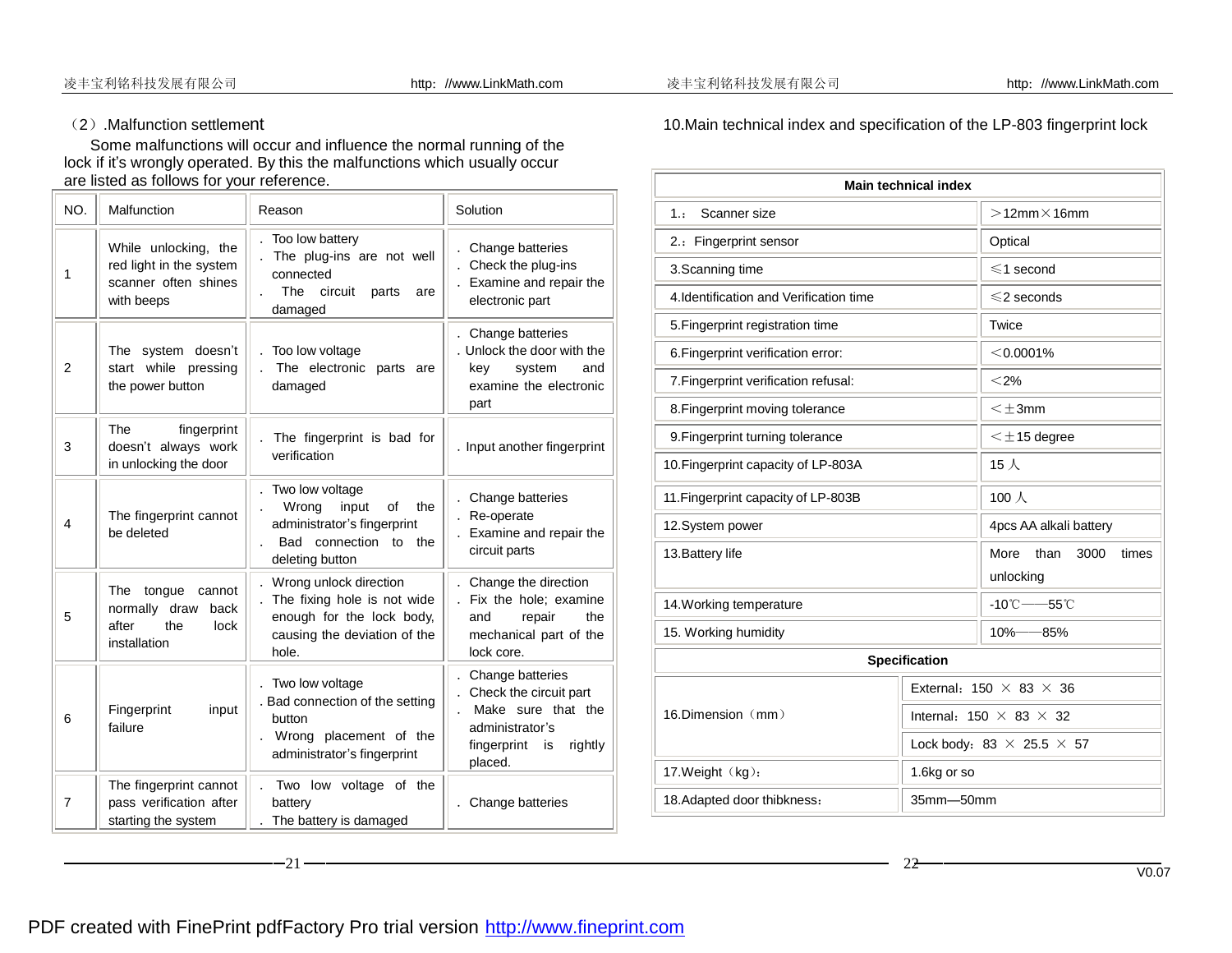（2）.Malfunction settlement

Some malfunctions will occur and influence the normal running of the lock if it's wrongly operated. By this the malfunctions which usually occur are listed as follows for your reference.

| NO. | Malfunction | Reason | Solution |
|---|---|---|---|
| 1 | While unlocking, the red light in the system scanner often shines with beeps | . Too low battery<br>. The plug-ins are not well connected<br>. The circuit parts are damaged | . Change batteries<br>. Check the plug-ins<br>. Examine and repair the electronic part |
| 2 | The system doesn't start while pressing the power button | . Too low voltage<br>. The electronic parts are damaged | . Change batteries<br>. Unlock the door with the key system and examine the electronic part |
| 3 | The fingerprint doesn't always work in unlocking the door | . The fingerprint is bad for verification | . Input another fingerprint |
| 4 | The fingerprint cannot be deleted | . Two low voltage<br>. Wrong input of the administrator's fingerprint<br>. Bad connection to the deleting button | . Change batteries<br>. Re-operate<br>. Examine and repair the circuit parts |
| 5 | The tongue cannot normally draw back after the lock installation | . Wrong unlock direction<br>. The fixing hole is not wide enough for the lock body, causing the deviation of the hole. | . Change the direction<br>. Fix the hole; examine and repair the mechanical part of the lock core. |
| 6 | Fingerprint input failure | . Two low voltage<br>. Bad connection of the setting button<br>. Wrong placement of the administrator's fingerprint | . Change batteries<br>. Check the circuit part<br>. Make sure that the administrator's fingerprint is rightly placed. |
| 7 | The fingerprint cannot pass verification after starting the system | . Two low voltage of the battery<br>. The battery is damaged | . Change batteries |

10.Main technical index and specification of the LP-803 fingerprint lock

| Main technical index | | |
|---|---|---|
| 1.： Scanner size | ＞12mm×16mm | |
| 2.：Fingerprint sensor | Optical | |
| 3.Scanning time | ≤1 second | |
| 4.Identification and Verification time | ≤2 seconds | |
| 5.Fingerprint registration time | Twice | |
| 6.Fingerprint verification error: | ＜0.0001% | |
| 7.Fingerprint verification refusal: | ＜2% | |
| 8.Fingerprint moving tolerance | ＜±3mm | |
| 9.Fingerprint turning tolerance | ＜±15 degree | |
| 10.Fingerprint capacity of LP-803A | 15 人 | |
| 11.Fingerprint capacity of LP-803B | 100 人 | |
| 12.System power | 4pcs AA alkali battery | |
| 13.Battery life | More than 3000 times unlocking | |
| 14.Working temperature | -10℃——55℃ | |
| 15. Working humidity | 10%——85% | |
| **Specification** | | |
| 16.Dimension（mm） | External：150 × 83 × 36 | |
| | Internal：150 × 83 × 32 | |
| | Lock body：83 × 25.5 × 57 | |
| 17.Weight（kg）： | 1.6kg or so | |
| 18.Adapted door thibkness： | 35mm—50mm | |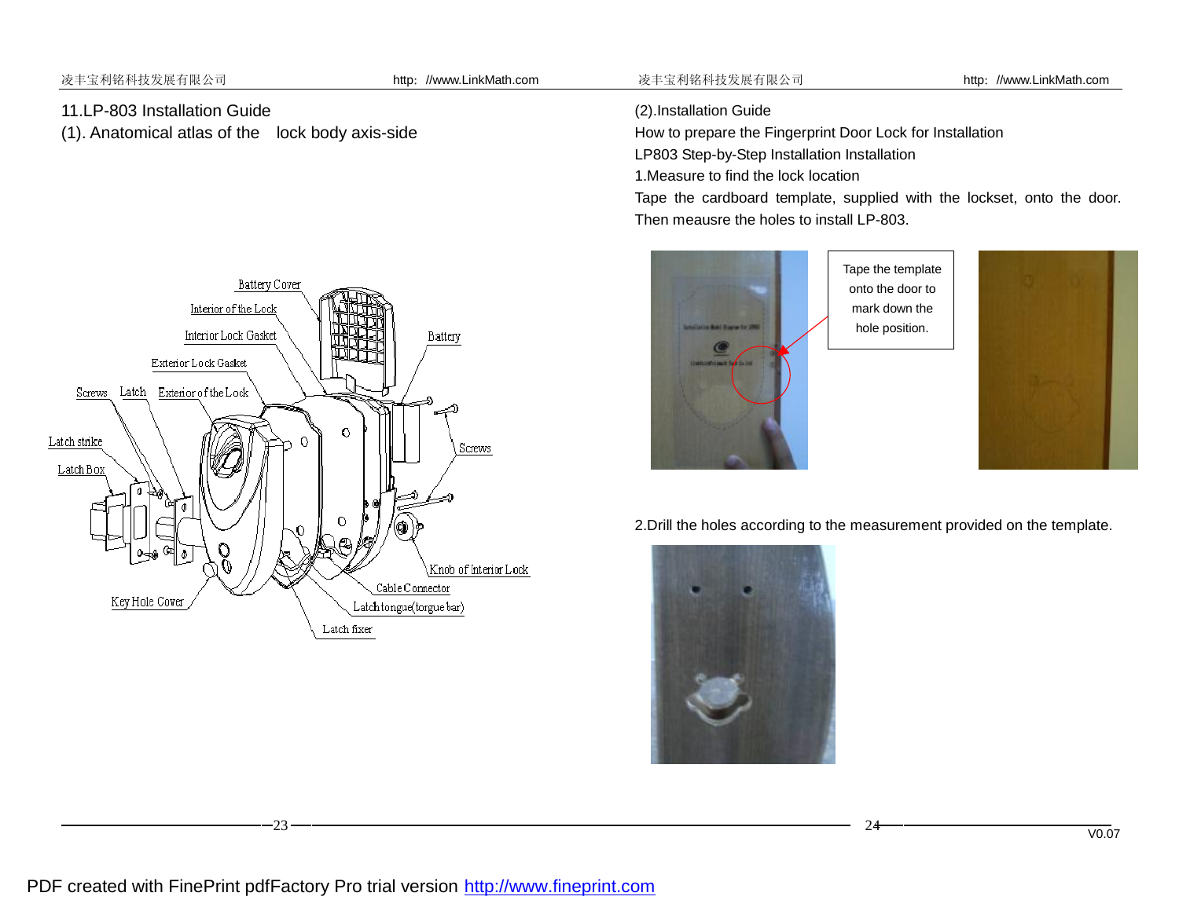## 11.LP-803 Installation Guide

(1). Anatomical atlas of the lock body axis-side

Battery Cover
Interior of the Lock
Interior Lock Gasket
Exterior Lock Gasket
Screws
Latch
Exterior of the Lock
Latch strike
Latch Box
Battery
Screws
Knob of Interior Lock
Cable Connector
Latch tongue(torgue bar)
Latch fixer
Key Hole Cover

(2).Installation Guide

How to prepare the Fingerprint Door Lock for Installation

LP803 Step-by-Step Installation Installation

1.Measure to find the lock location

Tape the cardboard template, supplied with the lockset, onto the door. Then meausre the holes to install LP-803.

Tape the template onto the door to mark down the hole position.

2.Drill the holes according to the measurement provided on the template.

V0.07

PDF created with FinePrint pdfFactory Pro trial version http://www.fineprint.com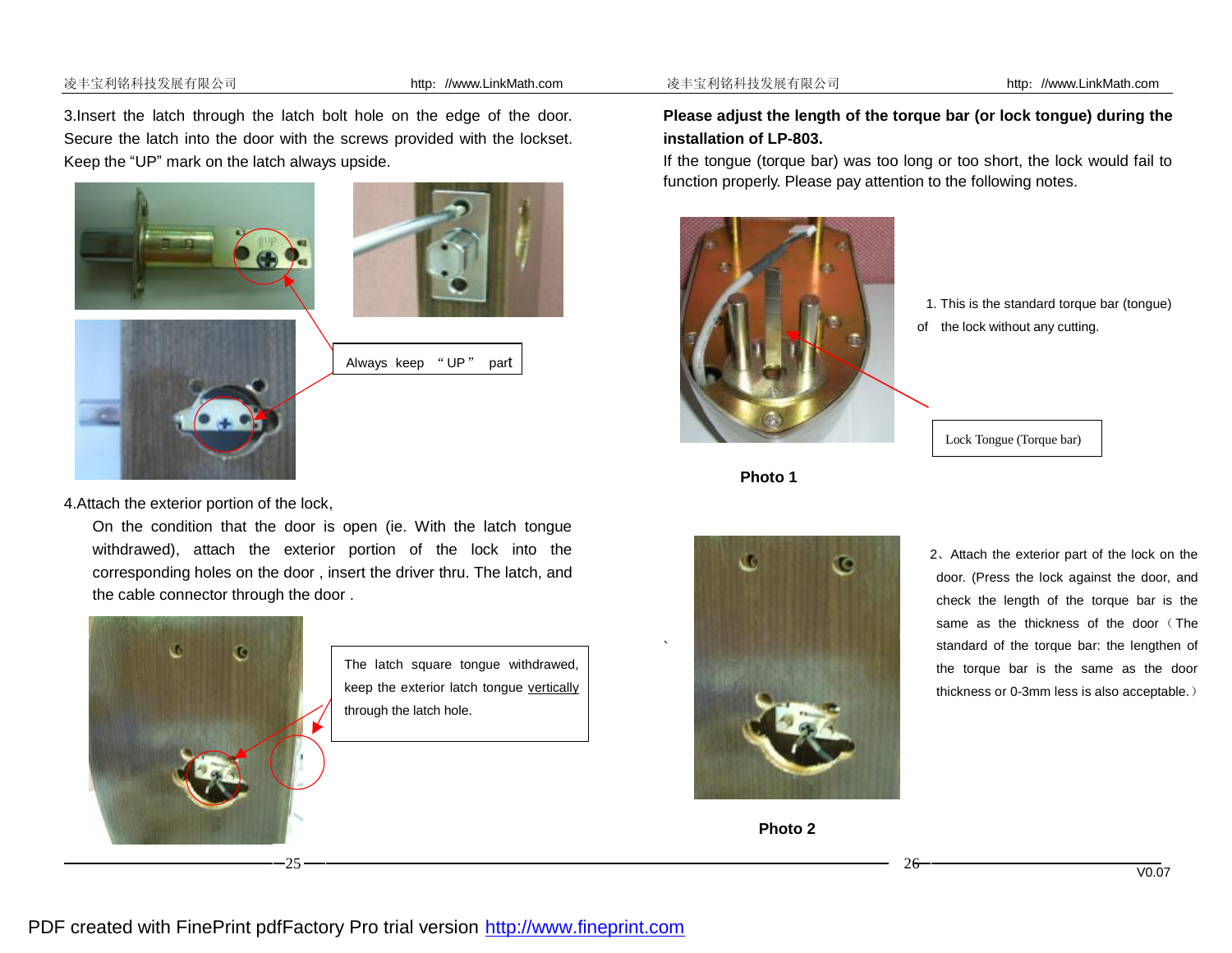3.Insert the latch through the latch bolt hole on the edge of the door. Secure the latch into the door with the screws provided with the lockset. Keep the “UP” mark on the latch always upside.

Always keep “UP” part

4.Attach the exterior portion of the lock,

On the condition that the door is open (ie. With the latch tongue withdrawed), attach the exterior portion of the lock into the corresponding holes on the door , insert the driver thru. The latch, and the cable connector through the door .

The latch square tongue withdrawed, keep the exterior latch tongue vertically through the latch hole.

**Please adjust the length of the torque bar (or lock tongue) during the installation of LP-803.**

If the tongue (torque bar) was too long or too short, the lock would fail to function properly. Please pay attention to the following notes.

1. This is the standard torque bar (tongue) of the lock without any cutting.

Lock Tongue (Torque bar)

**Photo 1**

2、Attach the exterior part of the lock on the door. (Press the lock against the door, and check the length of the torque bar is the same as the thickness of the door（The standard of the torque bar: the lengthen of the torque bar is the same as the door thickness or 0-3mm less is also acceptable.）

**Photo 2**

PDF created with FinePrint pdfFactory Pro trial version http://www.fineprint.com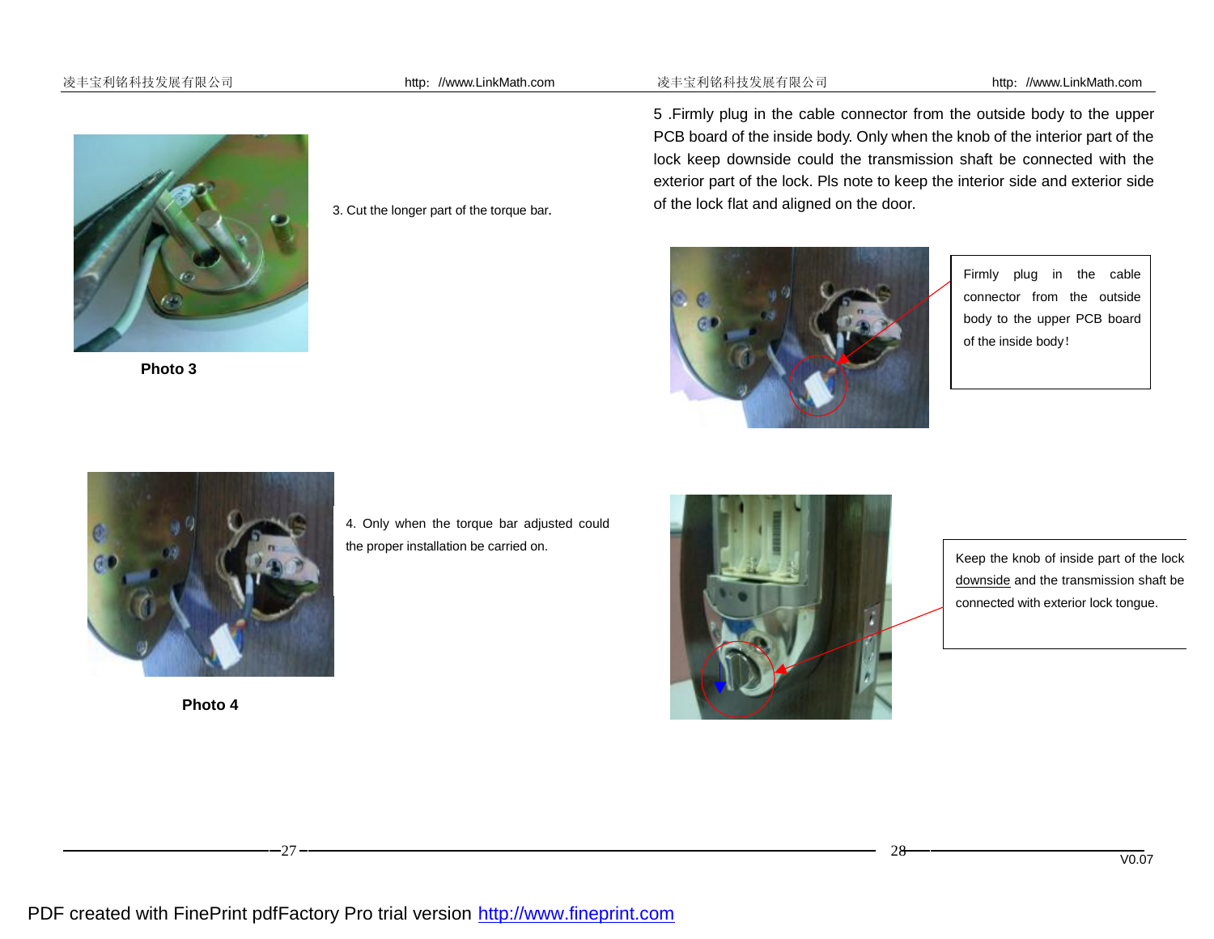3. Cut the longer part of the torque bar.

**Photo 3**

4. Only when the torque bar adjusted could the proper installation be carried on.

**Photo 4**

5 .Firmly plug in the cable connector from the outside body to the upper PCB board of the inside body. Only when the knob of the interior part of the lock keep downside could the transmission shaft be connected with the exterior part of the lock. Pls note to keep the interior side and exterior side of the lock flat and aligned on the door.

Firmly plug in the cable connector from the outside body to the upper PCB board of the inside body!

Keep the knob of inside part of the lock downside and the transmission shaft be connected with exterior lock tongue.

PDF created with FinePrint pdfFactory Pro trial version http://www.fineprint.com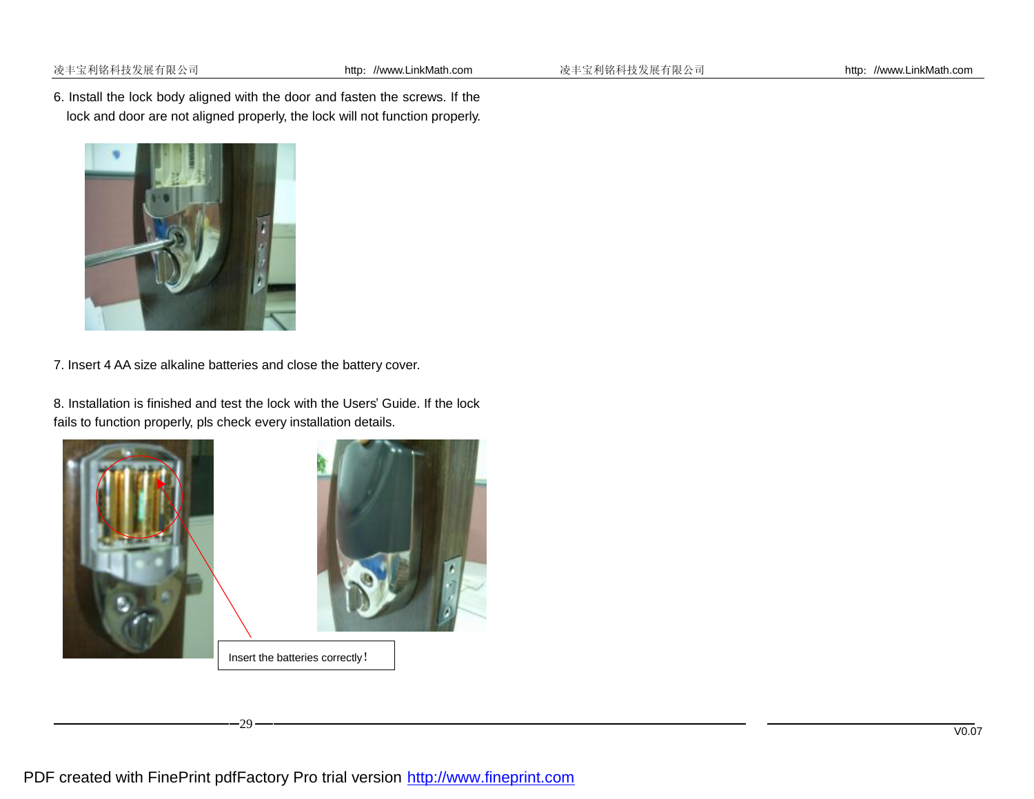6. Install the lock body aligned with the door and fasten the screws. If the lock and door are not aligned properly, the lock will not function properly.

7. Insert 4 AA size alkaline batteries and close the battery cover.

8. Installation is finished and test the lock with the Users' Guide. If the lock fails to function properly, pls check every installation details.

Insert the batteries correctly!

V0.07

PDF created with FinePrint pdfFactory Pro trial version http://www.fineprint.com